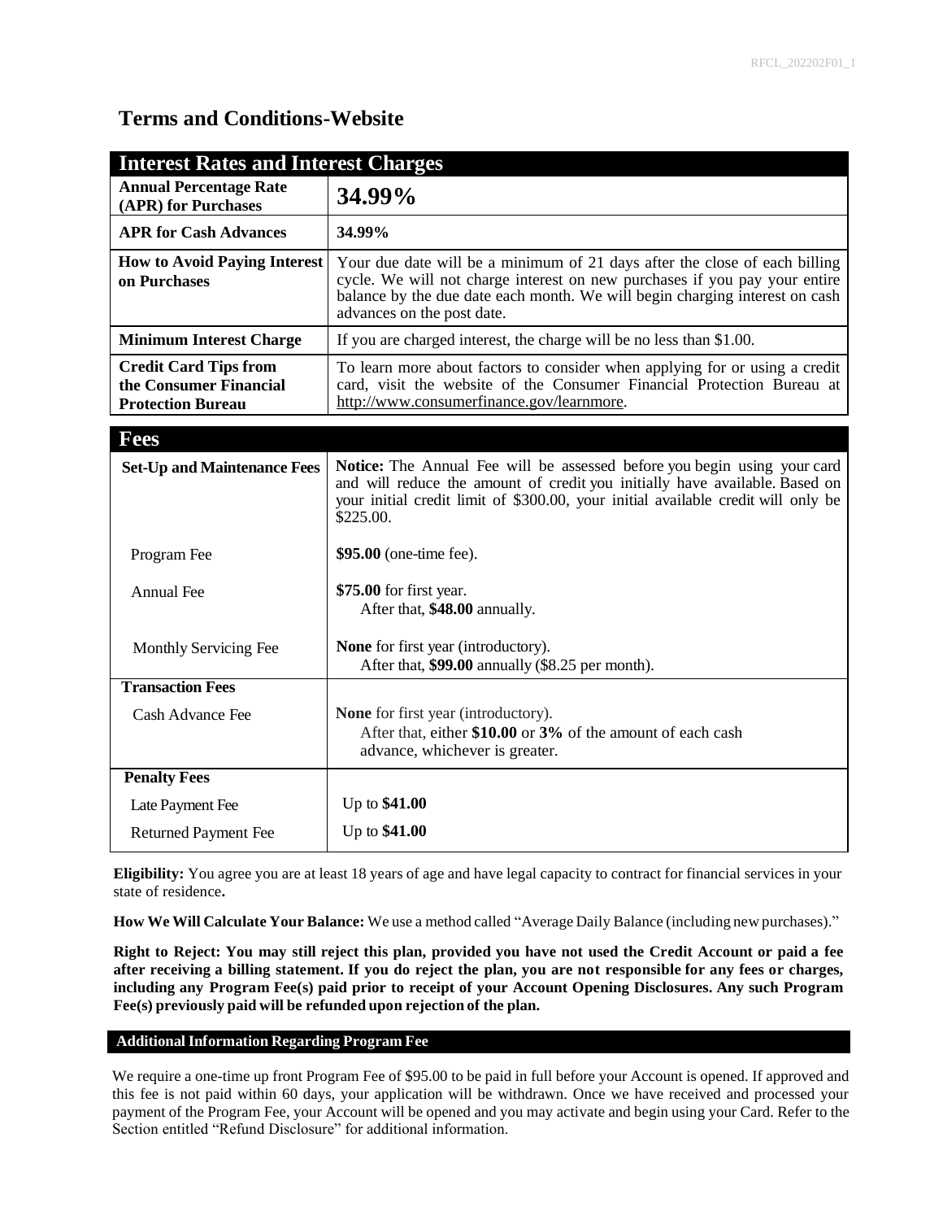# Terms and Conditions-Website

| Interest Rates and Interest Charges | |
|---|---|
| **Annual Percentage Rate (APR) for Purchases** | **34.99%** |
| **APR for Cash Advances** | **34.99%** |
| **How to Avoid Paying Interest on Purchases** | Your due date will be a minimum of 21 days after the close of each billing cycle. We will not charge interest on new purchases if you pay your entire balance by the due date each month. We will begin charging interest on cash advances on the post date. |
| **Minimum Interest Charge** | If you are charged interest, the charge will be no less than $1.00. |
| **Credit Card Tips from the Consumer Financial Protection Bureau** | To learn more about factors to consider when applying for or using a credit card, visit the website of the Consumer Financial Protection Bureau at http://www.consumerfinance.gov/learnmore. |

| Fees | |
|---|---|
| **Set-Up and Maintenance Fees** | **Notice:** The Annual Fee will be assessed before you begin using your card and will reduce the amount of credit you initially have available. Based on your initial credit limit of $300.00, your initial available credit will only be $225.00. |
| Program Fee | **$95.00** (one-time fee). |
| Annual Fee | **$75.00** for first year. After that, **$48.00** annually. |
| Monthly Servicing Fee | **None** for first year (introductory). After that, **$99.00** annually ($8.25 per month). |
| **Transaction Fees** | |
| Cash Advance Fee | **None** for first year (introductory). After that, either **$10.00** or **3%** of the amount of each cash advance, whichever is greater. |
| **Penalty Fees** | |
| Late Payment Fee | Up to **$41.00** |
| Returned Payment Fee | Up to **$41.00** |

**Eligibility:** You agree you are at least 18 years of age and have legal capacity to contract for financial services in your state of residence**.**

**How We Will Calculate Your Balance:** We use a method called "Average Daily Balance (including new purchases)."

**Right to Reject: You may still reject this plan, provided you have not used the Credit Account or paid a fee after receiving a billing statement. If you do reject the plan, you are not responsible for any fees or charges, including any Program Fee(s) paid prior to receipt of your Account Opening Disclosures. Any such Program Fee(s) previously paid will be refunded upon rejection of the plan.**

## Additional Information Regarding Program Fee

We require a one-time up front Program Fee of $95.00 to be paid in full before your Account is opened. If approved and this fee is not paid within 60 days, your application will be withdrawn. Once we have received and processed your payment of the Program Fee, your Account will be opened and you may activate and begin using your Card. Refer to the Section entitled "Refund Disclosure" for additional information.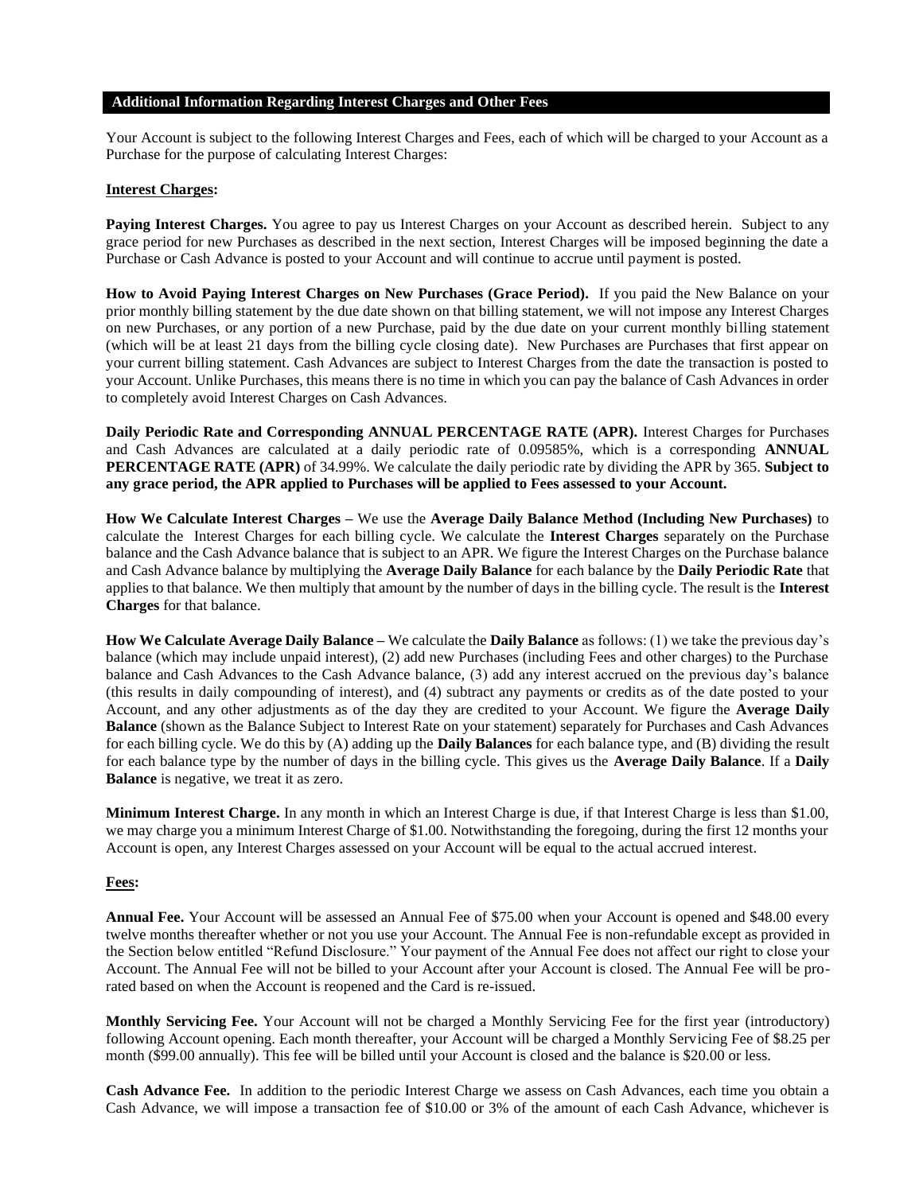## Additional Information Regarding Interest Charges and Other Fees

Your Account is subject to the following Interest Charges and Fees, each of which will be charged to your Account as a Purchase for the purpose of calculating Interest Charges:

### Interest Charges:

**Paying Interest Charges.** You agree to pay us Interest Charges on your Account as described herein. Subject to any grace period for new Purchases as described in the next section, Interest Charges will be imposed beginning the date a Purchase or Cash Advance is posted to your Account and will continue to accrue until payment is posted.

**How to Avoid Paying Interest Charges on New Purchases (Grace Period).** If you paid the New Balance on your prior monthly billing statement by the due date shown on that billing statement, we will not impose any Interest Charges on new Purchases, or any portion of a new Purchase, paid by the due date on your current monthly billing statement (which will be at least 21 days from the billing cycle closing date). New Purchases are Purchases that first appear on your current billing statement. Cash Advances are subject to Interest Charges from the date the transaction is posted to your Account. Unlike Purchases, this means there is no time in which you can pay the balance of Cash Advances in order to completely avoid Interest Charges on Cash Advances.

**Daily Periodic Rate and Corresponding ANNUAL PERCENTAGE RATE (APR).** Interest Charges for Purchases and Cash Advances are calculated at a daily periodic rate of 0.09585%, which is a corresponding **ANNUAL PERCENTAGE RATE (APR)** of 34.99%. We calculate the daily periodic rate by dividing the APR by 365. **Subject to any grace period, the APR applied to Purchases will be applied to Fees assessed to your Account.**

**How We Calculate Interest Charges –** We use the **Average Daily Balance Method (Including New Purchases)** to calculate the Interest Charges for each billing cycle. We calculate the **Interest Charges** separately on the Purchase balance and the Cash Advance balance that is subject to an APR. We figure the Interest Charges on the Purchase balance and Cash Advance balance by multiplying the **Average Daily Balance** for each balance by the **Daily Periodic Rate** that applies to that balance. We then multiply that amount by the number of days in the billing cycle. The result is the **Interest Charges** for that balance.

**How We Calculate Average Daily Balance –** We calculate the **Daily Balance** as follows: (1) we take the previous day's balance (which may include unpaid interest), (2) add new Purchases (including Fees and other charges) to the Purchase balance and Cash Advances to the Cash Advance balance, (3) add any interest accrued on the previous day's balance (this results in daily compounding of interest), and (4) subtract any payments or credits as of the date posted to your Account, and any other adjustments as of the day they are credited to your Account. We figure the **Average Daily Balance** (shown as the Balance Subject to Interest Rate on your statement) separately for Purchases and Cash Advances for each billing cycle. We do this by (A) adding up the **Daily Balances** for each balance type, and (B) dividing the result for each balance type by the number of days in the billing cycle. This gives us the **Average Daily Balance**. If a **Daily Balance** is negative, we treat it as zero.

**Minimum Interest Charge.** In any month in which an Interest Charge is due, if that Interest Charge is less than $1.00, we may charge you a minimum Interest Charge of $1.00. Notwithstanding the foregoing, during the first 12 months your Account is open, any Interest Charges assessed on your Account will be equal to the actual accrued interest.

### Fees:

**Annual Fee.** Your Account will be assessed an Annual Fee of $75.00 when your Account is opened and $48.00 every twelve months thereafter whether or not you use your Account. The Annual Fee is non-refundable except as provided in the Section below entitled "Refund Disclosure." Your payment of the Annual Fee does not affect our right to close your Account. The Annual Fee will not be billed to your Account after your Account is closed. The Annual Fee will be pro-rated based on when the Account is reopened and the Card is re-issued.

**Monthly Servicing Fee.** Your Account will not be charged a Monthly Servicing Fee for the first year (introductory) following Account opening. Each month thereafter, your Account will be charged a Monthly Servicing Fee of $8.25 per month ($99.00 annually). This fee will be billed until your Account is closed and the balance is $20.00 or less.

**Cash Advance Fee.** In addition to the periodic Interest Charge we assess on Cash Advances, each time you obtain a Cash Advance, we will impose a transaction fee of $10.00 or 3% of the amount of each Cash Advance, whichever is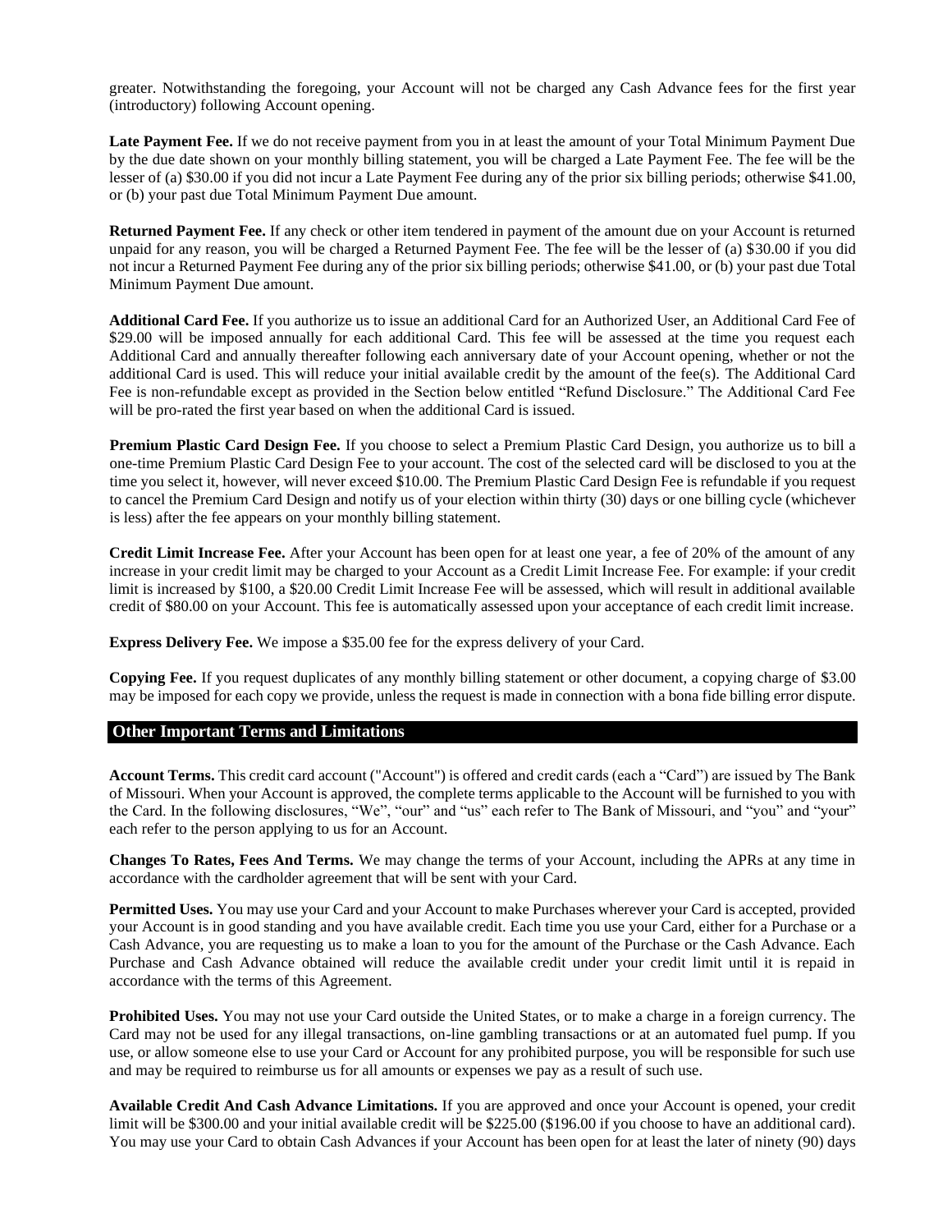greater. Notwithstanding the foregoing, your Account will not be charged any Cash Advance fees for the first year (introductory) following Account opening.

**Late Payment Fee.** If we do not receive payment from you in at least the amount of your Total Minimum Payment Due by the due date shown on your monthly billing statement, you will be charged a Late Payment Fee. The fee will be the lesser of (a) $30.00 if you did not incur a Late Payment Fee during any of the prior six billing periods; otherwise $41.00, or (b) your past due Total Minimum Payment Due amount.

**Returned Payment Fee.** If any check or other item tendered in payment of the amount due on your Account is returned unpaid for any reason, you will be charged a Returned Payment Fee. The fee will be the lesser of (a) $30.00 if you did not incur a Returned Payment Fee during any of the prior six billing periods; otherwise $41.00, or (b) your past due Total Minimum Payment Due amount.

**Additional Card Fee.** If you authorize us to issue an additional Card for an Authorized User, an Additional Card Fee of $29.00 will be imposed annually for each additional Card. This fee will be assessed at the time you request each Additional Card and annually thereafter following each anniversary date of your Account opening, whether or not the additional Card is used. This will reduce your initial available credit by the amount of the fee(s). The Additional Card Fee is non-refundable except as provided in the Section below entitled "Refund Disclosure." The Additional Card Fee will be pro-rated the first year based on when the additional Card is issued.

**Premium Plastic Card Design Fee.** If you choose to select a Premium Plastic Card Design, you authorize us to bill a one-time Premium Plastic Card Design Fee to your account. The cost of the selected card will be disclosed to you at the time you select it, however, will never exceed $10.00. The Premium Plastic Card Design Fee is refundable if you request to cancel the Premium Card Design and notify us of your election within thirty (30) days or one billing cycle (whichever is less) after the fee appears on your monthly billing statement.

**Credit Limit Increase Fee.** After your Account has been open for at least one year, a fee of 20% of the amount of any increase in your credit limit may be charged to your Account as a Credit Limit Increase Fee. For example: if your credit limit is increased by $100, a $20.00 Credit Limit Increase Fee will be assessed, which will result in additional available credit of $80.00 on your Account. This fee is automatically assessed upon your acceptance of each credit limit increase.

**Express Delivery Fee.** We impose a $35.00 fee for the express delivery of your Card.

**Copying Fee.** If you request duplicates of any monthly billing statement or other document, a copying charge of $3.00 may be imposed for each copy we provide, unless the request is made in connection with a bona fide billing error dispute.

## Other Important Terms and Limitations

**Account Terms.** This credit card account ("Account") is offered and credit cards (each a "Card") are issued by The Bank of Missouri. When your Account is approved, the complete terms applicable to the Account will be furnished to you with the Card. In the following disclosures, "We", "our" and "us" each refer to The Bank of Missouri, and "you" and "your" each refer to the person applying to us for an Account.

**Changes To Rates, Fees And Terms.** We may change the terms of your Account, including the APRs at any time in accordance with the cardholder agreement that will be sent with your Card.

**Permitted Uses.** You may use your Card and your Account to make Purchases wherever your Card is accepted, provided your Account is in good standing and you have available credit. Each time you use your Card, either for a Purchase or a Cash Advance, you are requesting us to make a loan to you for the amount of the Purchase or the Cash Advance. Each Purchase and Cash Advance obtained will reduce the available credit under your credit limit until it is repaid in accordance with the terms of this Agreement.

**Prohibited Uses.** You may not use your Card outside the United States, or to make a charge in a foreign currency. The Card may not be used for any illegal transactions, on-line gambling transactions or at an automated fuel pump. If you use, or allow someone else to use your Card or Account for any prohibited purpose, you will be responsible for such use and may be required to reimburse us for all amounts or expenses we pay as a result of such use.

**Available Credit And Cash Advance Limitations.** If you are approved and once your Account is opened, your credit limit will be $300.00 and your initial available credit will be $225.00 ($196.00 if you choose to have an additional card). You may use your Card to obtain Cash Advances if your Account has been open for at least the later of ninety (90) days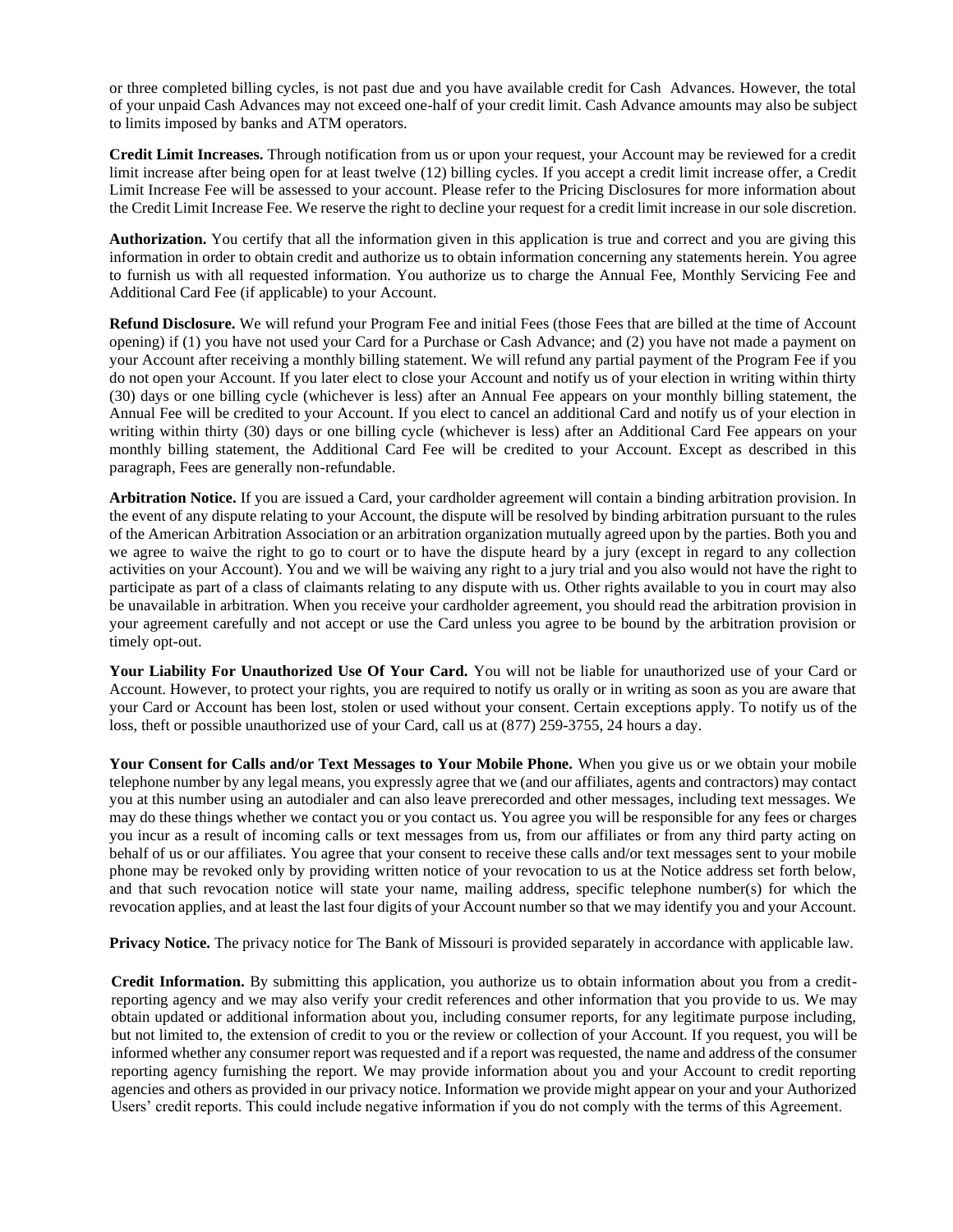or three completed billing cycles, is not past due and you have available credit for Cash Advances. However, the total of your unpaid Cash Advances may not exceed one-half of your credit limit. Cash Advance amounts may also be subject to limits imposed by banks and ATM operators.

**Credit Limit Increases.** Through notification from us or upon your request, your Account may be reviewed for a credit limit increase after being open for at least twelve (12) billing cycles. If you accept a credit limit increase offer, a Credit Limit Increase Fee will be assessed to your account. Please refer to the Pricing Disclosures for more information about the Credit Limit Increase Fee. We reserve the right to decline your request for a credit limit increase in our sole discretion.

**Authorization.** You certify that all the information given in this application is true and correct and you are giving this information in order to obtain credit and authorize us to obtain information concerning any statements herein. You agree to furnish us with all requested information. You authorize us to charge the Annual Fee, Monthly Servicing Fee and Additional Card Fee (if applicable) to your Account.

**Refund Disclosure.** We will refund your Program Fee and initial Fees (those Fees that are billed at the time of Account opening) if (1) you have not used your Card for a Purchase or Cash Advance; and (2) you have not made a payment on your Account after receiving a monthly billing statement. We will refund any partial payment of the Program Fee if you do not open your Account. If you later elect to close your Account and notify us of your election in writing within thirty (30) days or one billing cycle (whichever is less) after an Annual Fee appears on your monthly billing statement, the Annual Fee will be credited to your Account. If you elect to cancel an additional Card and notify us of your election in writing within thirty (30) days or one billing cycle (whichever is less) after an Additional Card Fee appears on your monthly billing statement, the Additional Card Fee will be credited to your Account. Except as described in this paragraph, Fees are generally non-refundable.

**Arbitration Notice.** If you are issued a Card, your cardholder agreement will contain a binding arbitration provision. In the event of any dispute relating to your Account, the dispute will be resolved by binding arbitration pursuant to the rules of the American Arbitration Association or an arbitration organization mutually agreed upon by the parties. Both you and we agree to waive the right to go to court or to have the dispute heard by a jury (except in regard to any collection activities on your Account). You and we will be waiving any right to a jury trial and you also would not have the right to participate as part of a class of claimants relating to any dispute with us. Other rights available to you in court may also be unavailable in arbitration. When you receive your cardholder agreement, you should read the arbitration provision in your agreement carefully and not accept or use the Card unless you agree to be bound by the arbitration provision or timely opt-out.

**Your Liability For Unauthorized Use Of Your Card.** You will not be liable for unauthorized use of your Card or Account. However, to protect your rights, you are required to notify us orally or in writing as soon as you are aware that your Card or Account has been lost, stolen or used without your consent. Certain exceptions apply. To notify us of the loss, theft or possible unauthorized use of your Card, call us at (877) 259-3755, 24 hours a day.

**Your Consent for Calls and/or Text Messages to Your Mobile Phone.** When you give us or we obtain your mobile telephone number by any legal means, you expressly agree that we (and our affiliates, agents and contractors) may contact you at this number using an autodialer and can also leave prerecorded and other messages, including text messages. We may do these things whether we contact you or you contact us. You agree you will be responsible for any fees or charges you incur as a result of incoming calls or text messages from us, from our affiliates or from any third party acting on behalf of us or our affiliates. You agree that your consent to receive these calls and/or text messages sent to your mobile phone may be revoked only by providing written notice of your revocation to us at the Notice address set forth below, and that such revocation notice will state your name, mailing address, specific telephone number(s) for which the revocation applies, and at least the last four digits of your Account number so that we may identify you and your Account.

**Privacy Notice.** The privacy notice for The Bank of Missouri is provided separately in accordance with applicable law.

**Credit Information.** By submitting this application, you authorize us to obtain information about you from a credit-reporting agency and we may also verify your credit references and other information that you provide to us. We may obtain updated or additional information about you, including consumer reports, for any legitimate purpose including, but not limited to, the extension of credit to you or the review or collection of your Account. If you request, you will be informed whether any consumer report was requested and if a report was requested, the name and address of the consumer reporting agency furnishing the report. We may provide information about you and your Account to credit reporting agencies and others as provided in our privacy notice. Information we provide might appear on your and your Authorized Users' credit reports. This could include negative information if you do not comply with the terms of this Agreement.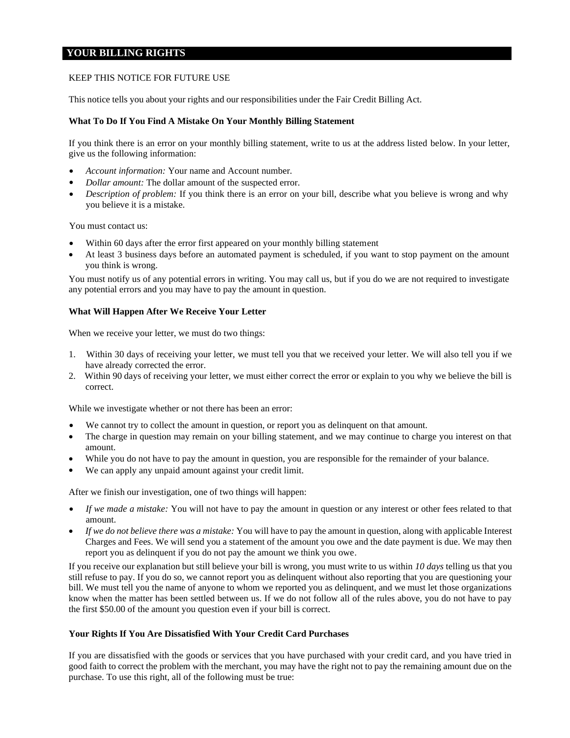## YOUR BILLING RIGHTS

KEEP THIS NOTICE FOR FUTURE USE

This notice tells you about your rights and our responsibilities under the Fair Credit Billing Act.

**What To Do If You Find A Mistake On Your Monthly Billing Statement**

If you think there is an error on your monthly billing statement, write to us at the address listed below. In your letter, give us the following information:

- *Account information:* Your name and Account number.
- *Dollar amount:* The dollar amount of the suspected error.
- *Description of problem:* If you think there is an error on your bill, describe what you believe is wrong and why you believe it is a mistake.

You must contact us:

- Within 60 days after the error first appeared on your monthly billing statement
- At least 3 business days before an automated payment is scheduled, if you want to stop payment on the amount you think is wrong.

You must notify us of any potential errors in writing. You may call us, but if you do we are not required to investigate any potential errors and you may have to pay the amount in question.

**What Will Happen After We Receive Your Letter**

When we receive your letter, we must do two things:

1. Within 30 days of receiving your letter, we must tell you that we received your letter. We will also tell you if we have already corrected the error.
2. Within 90 days of receiving your letter, we must either correct the error or explain to you why we believe the bill is correct.

While we investigate whether or not there has been an error:

- We cannot try to collect the amount in question, or report you as delinquent on that amount.
- The charge in question may remain on your billing statement, and we may continue to charge you interest on that amount.
- While you do not have to pay the amount in question, you are responsible for the remainder of your balance.
- We can apply any unpaid amount against your credit limit.

After we finish our investigation, one of two things will happen:

- *If we made a mistake:* You will not have to pay the amount in question or any interest or other fees related to that amount.
- *If we do not believe there was a mistake:* You will have to pay the amount in question, along with applicable Interest Charges and Fees. We will send you a statement of the amount you owe and the date payment is due. We may then report you as delinquent if you do not pay the amount we think you owe.

If you receive our explanation but still believe your bill is wrong, you must write to us within *10 days* telling us that you still refuse to pay. If you do so, we cannot report you as delinquent without also reporting that you are questioning your bill. We must tell you the name of anyone to whom we reported you as delinquent, and we must let those organizations know when the matter has been settled between us. If we do not follow all of the rules above, you do not have to pay the first $50.00 of the amount you question even if your bill is correct.

**Your Rights If You Are Dissatisfied With Your Credit Card Purchases**

If you are dissatisfied with the goods or services that you have purchased with your credit card, and you have tried in good faith to correct the problem with the merchant, you may have the right not to pay the remaining amount due on the purchase. To use this right, all of the following must be true: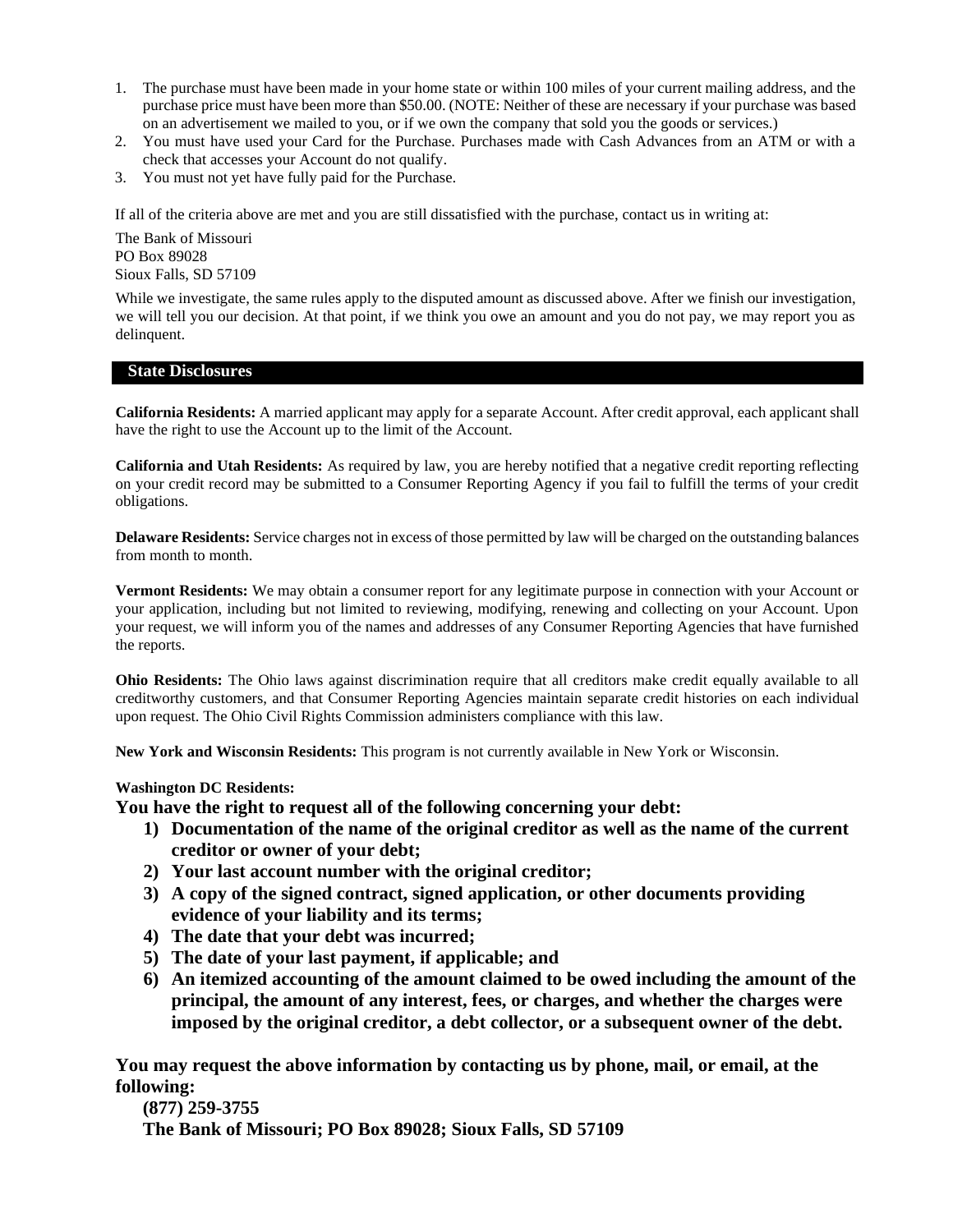1. The purchase must have been made in your home state or within 100 miles of your current mailing address, and the purchase price must have been more than $50.00. (NOTE: Neither of these are necessary if your purchase was based on an advertisement we mailed to you, or if we own the company that sold you the goods or services.)
2. You must have used your Card for the Purchase. Purchases made with Cash Advances from an ATM or with a check that accesses your Account do not qualify.
3. You must not yet have fully paid for the Purchase.

If all of the criteria above are met and you are still dissatisfied with the purchase, contact us in writing at:

The Bank of Missouri
PO Box 89028
Sioux Falls, SD 57109

While we investigate, the same rules apply to the disputed amount as discussed above. After we finish our investigation, we will tell you our decision. At that point, if we think you owe an amount and you do not pay, we may report you as delinquent.

## State Disclosures

**California Residents:** A married applicant may apply for a separate Account. After credit approval, each applicant shall have the right to use the Account up to the limit of the Account.

**California and Utah Residents:** As required by law, you are hereby notified that a negative credit reporting reflecting on your credit record may be submitted to a Consumer Reporting Agency if you fail to fulfill the terms of your credit obligations.

**Delaware Residents:** Service charges not in excess of those permitted by law will be charged on the outstanding balances from month to month.

**Vermont Residents:** We may obtain a consumer report for any legitimate purpose in connection with your Account or your application, including but not limited to reviewing, modifying, renewing and collecting on your Account. Upon your request, we will inform you of the names and addresses of any Consumer Reporting Agencies that have furnished the reports.

**Ohio Residents:** The Ohio laws against discrimination require that all creditors make credit equally available to all creditworthy customers, and that Consumer Reporting Agencies maintain separate credit histories on each individual upon request. The Ohio Civil Rights Commission administers compliance with this law.

**New York and Wisconsin Residents:** This program is not currently available in New York or Wisconsin.

**Washington DC Residents:**

**You have the right to request all of the following concerning your debt:**

1) **Documentation of the name of the original creditor as well as the name of the current creditor or owner of your debt;**
2) **Your last account number with the original creditor;**
3) **A copy of the signed contract, signed application, or other documents providing evidence of your liability and its terms;**
4) **The date that your debt was incurred;**
5) **The date of your last payment, if applicable; and**
6) **An itemized accounting of the amount claimed to be owed including the amount of the principal, the amount of any interest, fees, or charges, and whether the charges were imposed by the original creditor, a debt collector, or a subsequent owner of the debt.**

**You may request the above information by contacting us by phone, mail, or email, at the following:**

**(877) 259-3755**

**The Bank of Missouri; PO Box 89028; Sioux Falls, SD 57109**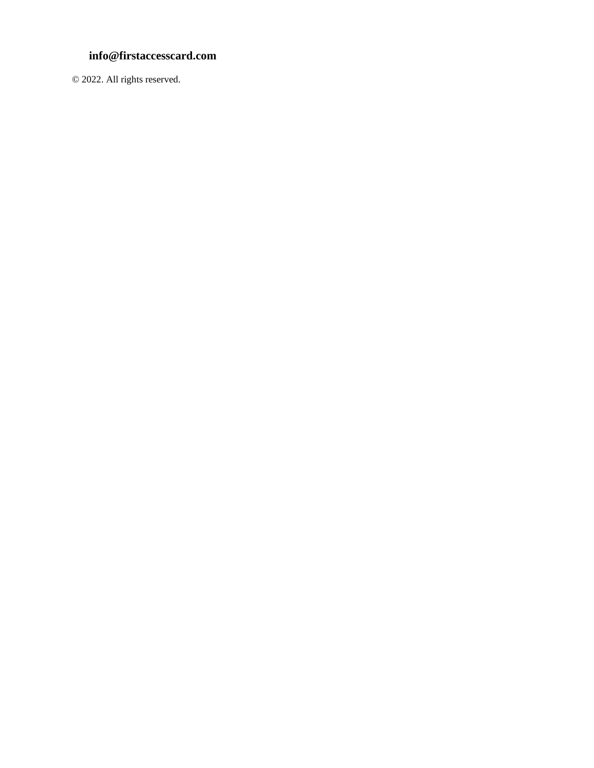**info@firstaccesscard.com**

© 2022. All rights reserved.